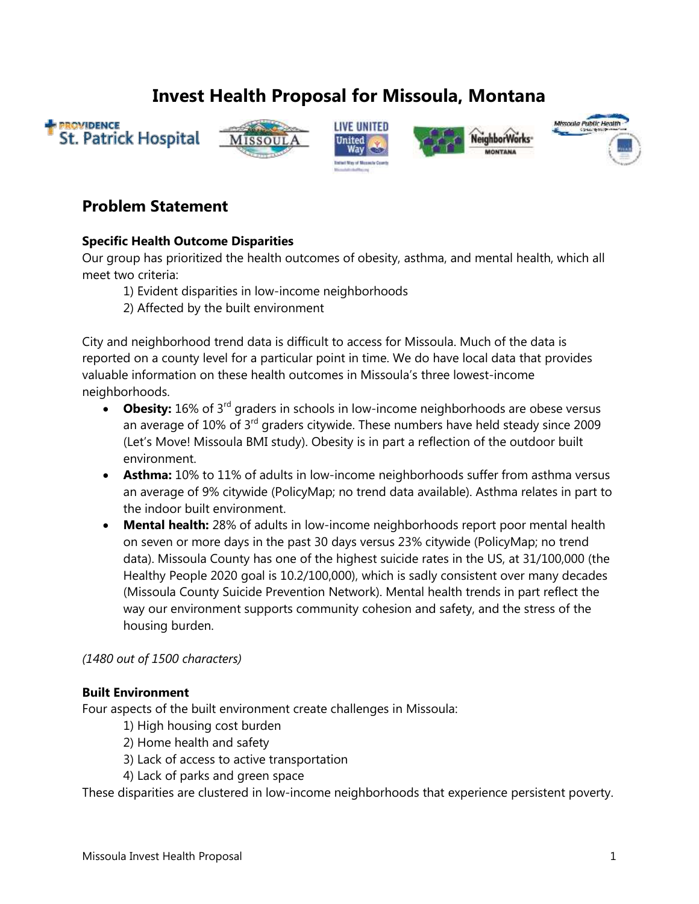# Invest Health Proposal for Missoula, Montana

## Problem Statement

### Specific Health Outcome Disparities

Our group has prioritized the health outcomes of obesity, asthma, and mental health, which all meet two criteria:

1) Evident disparities in low-income neighborhoods
2) Affected by the built environment

City and neighborhood trend data is difficult to access for Missoula. Much of the data is reported on a county level for a particular point in time. We do have local data that provides valuable information on these health outcomes in Missoula's three lowest-income neighborhoods.

- **Obesity:** 16% of 3rd graders in schools in low-income neighborhoods are obese versus an average of 10% of 3rd graders citywide. These numbers have held steady since 2009 (Let's Move! Missoula BMI study). Obesity is in part a reflection of the outdoor built environment.
- **Asthma:** 10% to 11% of adults in low-income neighborhoods suffer from asthma versus an average of 9% citywide (PolicyMap; no trend data available). Asthma relates in part to the indoor built environment.
- **Mental health:** 28% of adults in low-income neighborhoods report poor mental health on seven or more days in the past 30 days versus 23% citywide (PolicyMap; no trend data). Missoula County has one of the highest suicide rates in the US, at 31/100,000 (the Healthy People 2020 goal is 10.2/100,000), which is sadly consistent over many decades (Missoula County Suicide Prevention Network). Mental health trends in part reflect the way our environment supports community cohesion and safety, and the stress of the housing burden.

*(1480 out of 1500 characters)*

### Built Environment

Four aspects of the built environment create challenges in Missoula:

1) High housing cost burden
2) Home health and safety
3) Lack of access to active transportation
4) Lack of parks and green space

These disparities are clustered in low-income neighborhoods that experience persistent poverty.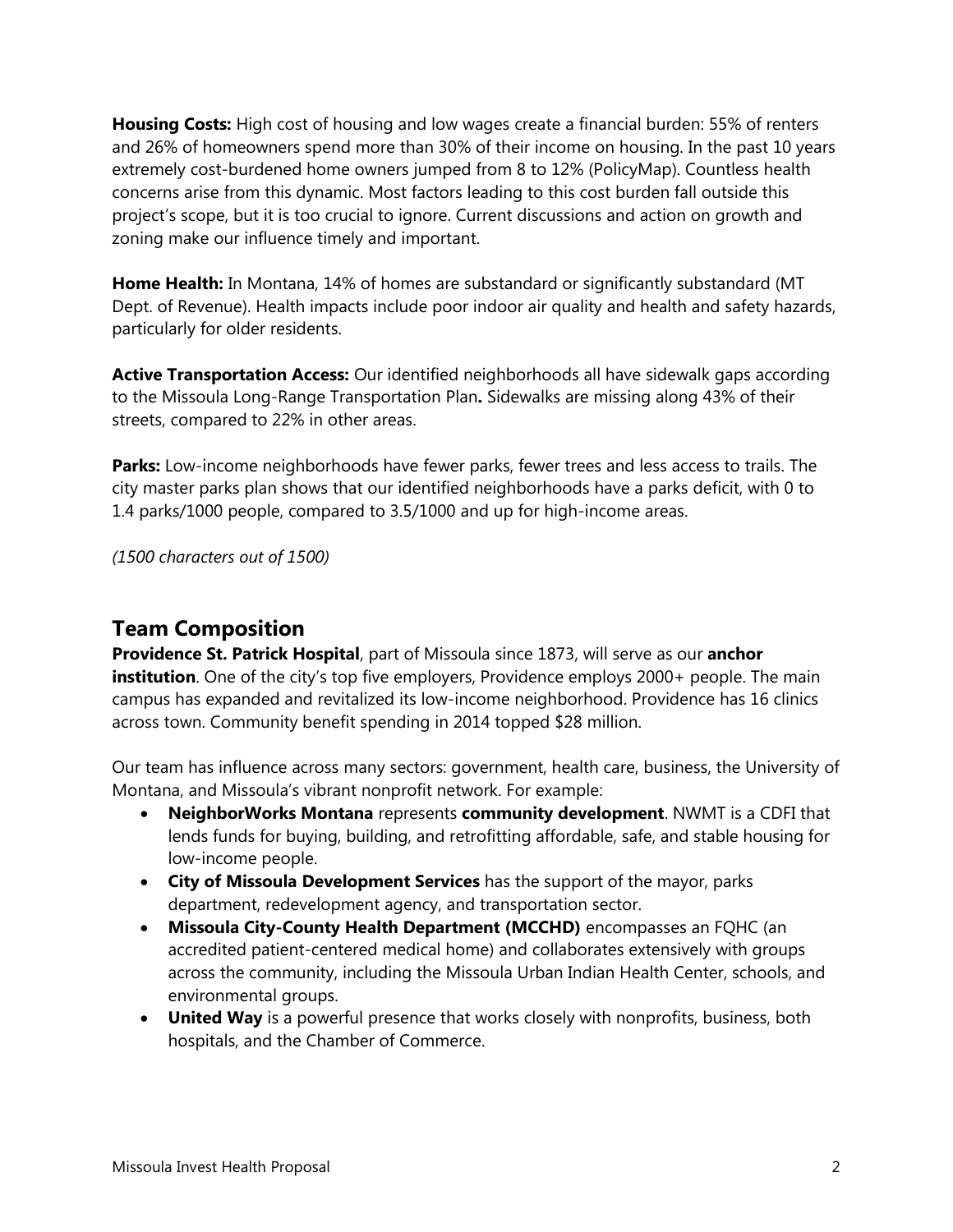**Housing Costs:** High cost of housing and low wages create a financial burden: 55% of renters and 26% of homeowners spend more than 30% of their income on housing. In the past 10 years extremely cost-burdened home owners jumped from 8 to 12% (PolicyMap). Countless health concerns arise from this dynamic. Most factors leading to this cost burden fall outside this project's scope, but it is too crucial to ignore. Current discussions and action on growth and zoning make our influence timely and important.

**Home Health:** In Montana, 14% of homes are substandard or significantly substandard (MT Dept. of Revenue). Health impacts include poor indoor air quality and health and safety hazards, particularly for older residents.

**Active Transportation Access:** Our identified neighborhoods all have sidewalk gaps according to the Missoula Long-Range Transportation Plan**.** Sidewalks are missing along 43% of their streets, compared to 22% in other areas.

**Parks:** Low-income neighborhoods have fewer parks, fewer trees and less access to trails. The city master parks plan shows that our identified neighborhoods have a parks deficit, with 0 to 1.4 parks/1000 people, compared to 3.5/1000 and up for high-income areas.

*(1500 characters out of 1500)*

## Team Composition

**Providence St. Patrick Hospital**, part of Missoula since 1873, will serve as our **anchor institution**. One of the city's top five employers, Providence employs 2000+ people. The main campus has expanded and revitalized its low-income neighborhood. Providence has 16 clinics across town. Community benefit spending in 2014 topped $28 million.

Our team has influence across many sectors: government, health care, business, the University of Montana, and Missoula's vibrant nonprofit network. For example:

- **NeighborWorks Montana** represents **community development**. NWMT is a CDFI that lends funds for buying, building, and retrofitting affordable, safe, and stable housing for low-income people.
- **City of Missoula Development Services** has the support of the mayor, parks department, redevelopment agency, and transportation sector.
- **Missoula City-County Health Department (MCCHD)** encompasses an FQHC (an accredited patient-centered medical home) and collaborates extensively with groups across the community, including the Missoula Urban Indian Health Center, schools, and environmental groups.
- **United Way** is a powerful presence that works closely with nonprofits, business, both hospitals, and the Chamber of Commerce.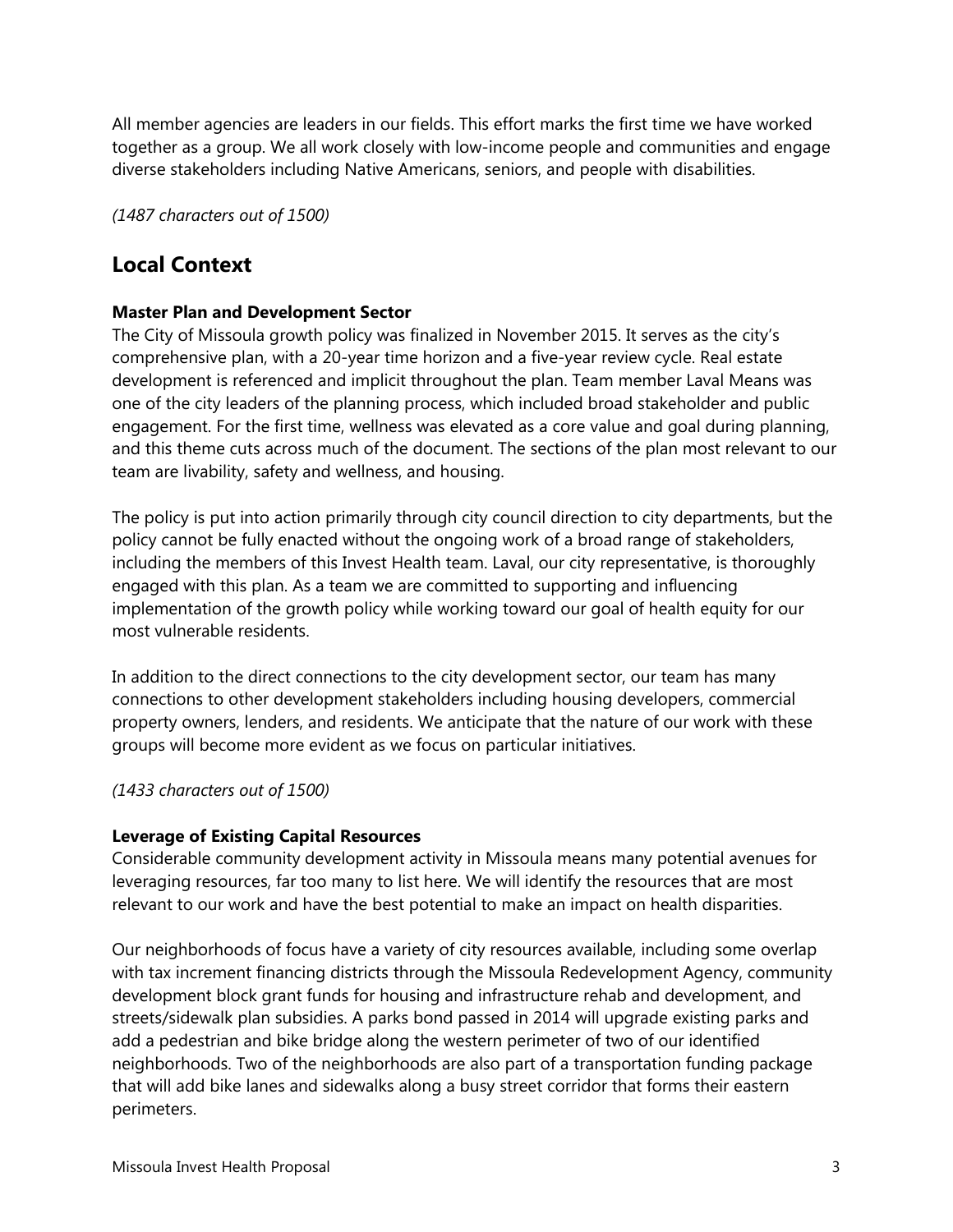All member agencies are leaders in our fields. This effort marks the first time we have worked together as a group. We all work closely with low-income people and communities and engage diverse stakeholders including Native Americans, seniors, and people with disabilities.

*(1487 characters out of 1500)*

## Local Context

**Master Plan and Development Sector**

The City of Missoula growth policy was finalized in November 2015. It serves as the city's comprehensive plan, with a 20-year time horizon and a five-year review cycle. Real estate development is referenced and implicit throughout the plan. Team member Laval Means was one of the city leaders of the planning process, which included broad stakeholder and public engagement. For the first time, wellness was elevated as a core value and goal during planning, and this theme cuts across much of the document. The sections of the plan most relevant to our team are livability, safety and wellness, and housing.

The policy is put into action primarily through city council direction to city departments, but the policy cannot be fully enacted without the ongoing work of a broad range of stakeholders, including the members of this Invest Health team. Laval, our city representative, is thoroughly engaged with this plan. As a team we are committed to supporting and influencing implementation of the growth policy while working toward our goal of health equity for our most vulnerable residents.

In addition to the direct connections to the city development sector, our team has many connections to other development stakeholders including housing developers, commercial property owners, lenders, and residents. We anticipate that the nature of our work with these groups will become more evident as we focus on particular initiatives.

*(1433 characters out of 1500)*

**Leverage of Existing Capital Resources**

Considerable community development activity in Missoula means many potential avenues for leveraging resources, far too many to list here. We will identify the resources that are most relevant to our work and have the best potential to make an impact on health disparities.

Our neighborhoods of focus have a variety of city resources available, including some overlap with tax increment financing districts through the Missoula Redevelopment Agency, community development block grant funds for housing and infrastructure rehab and development, and streets/sidewalk plan subsidies. A parks bond passed in 2014 will upgrade existing parks and add a pedestrian and bike bridge along the western perimeter of two of our identified neighborhoods. Two of the neighborhoods are also part of a transportation funding package that will add bike lanes and sidewalks along a busy street corridor that forms their eastern perimeters.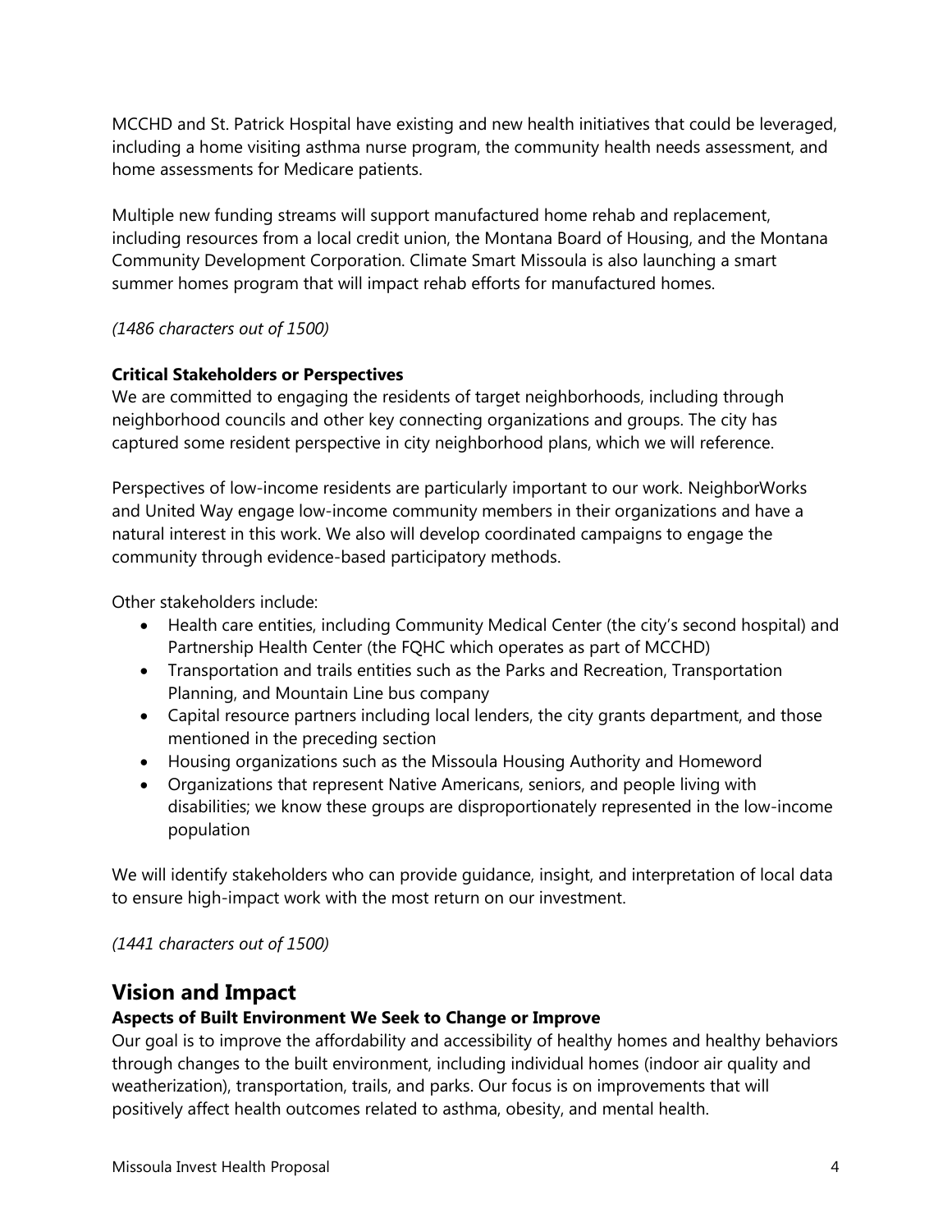MCCHD and St. Patrick Hospital have existing and new health initiatives that could be leveraged, including a home visiting asthma nurse program, the community health needs assessment, and home assessments for Medicare patients.

Multiple new funding streams will support manufactured home rehab and replacement, including resources from a local credit union, the Montana Board of Housing, and the Montana Community Development Corporation. Climate Smart Missoula is also launching a smart summer homes program that will impact rehab efforts for manufactured homes.

*(1486 characters out of 1500)*

**Critical Stakeholders or Perspectives**

We are committed to engaging the residents of target neighborhoods, including through neighborhood councils and other key connecting organizations and groups. The city has captured some resident perspective in city neighborhood plans, which we will reference.

Perspectives of low-income residents are particularly important to our work. NeighborWorks and United Way engage low-income community members in their organizations and have a natural interest in this work. We also will develop coordinated campaigns to engage the community through evidence-based participatory methods.

Other stakeholders include:

- Health care entities, including Community Medical Center (the city's second hospital) and Partnership Health Center (the FQHC which operates as part of MCCHD)
- Transportation and trails entities such as the Parks and Recreation, Transportation Planning, and Mountain Line bus company
- Capital resource partners including local lenders, the city grants department, and those mentioned in the preceding section
- Housing organizations such as the Missoula Housing Authority and Homeword
- Organizations that represent Native Americans, seniors, and people living with disabilities; we know these groups are disproportionately represented in the low-income population

We will identify stakeholders who can provide guidance, insight, and interpretation of local data to ensure high-impact work with the most return on our investment.

*(1441 characters out of 1500)*

## Vision and Impact

**Aspects of Built Environment We Seek to Change or Improve**

Our goal is to improve the affordability and accessibility of healthy homes and healthy behaviors through changes to the built environment, including individual homes (indoor air quality and weatherization), transportation, trails, and parks. Our focus is on improvements that will positively affect health outcomes related to asthma, obesity, and mental health.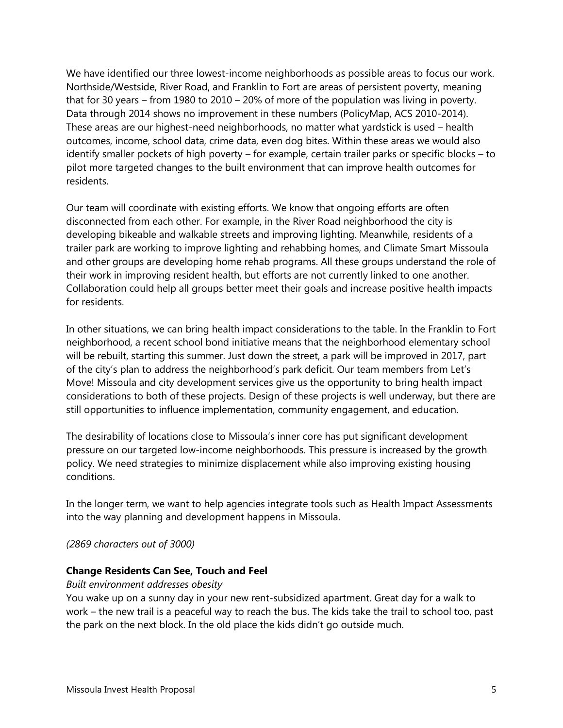We have identified our three lowest-income neighborhoods as possible areas to focus our work. Northside/Westside, River Road, and Franklin to Fort are areas of persistent poverty, meaning that for 30 years – from 1980 to 2010 – 20% of more of the population was living in poverty. Data through 2014 shows no improvement in these numbers (PolicyMap, ACS 2010-2014). These areas are our highest-need neighborhoods, no matter what yardstick is used – health outcomes, income, school data, crime data, even dog bites. Within these areas we would also identify smaller pockets of high poverty – for example, certain trailer parks or specific blocks – to pilot more targeted changes to the built environment that can improve health outcomes for residents.

Our team will coordinate with existing efforts. We know that ongoing efforts are often disconnected from each other. For example, in the River Road neighborhood the city is developing bikeable and walkable streets and improving lighting. Meanwhile, residents of a trailer park are working to improve lighting and rehabbing homes, and Climate Smart Missoula and other groups are developing home rehab programs. All these groups understand the role of their work in improving resident health, but efforts are not currently linked to one another. Collaboration could help all groups better meet their goals and increase positive health impacts for residents.

In other situations, we can bring health impact considerations to the table. In the Franklin to Fort neighborhood, a recent school bond initiative means that the neighborhood elementary school will be rebuilt, starting this summer. Just down the street, a park will be improved in 2017, part of the city's plan to address the neighborhood's park deficit. Our team members from Let's Move! Missoula and city development services give us the opportunity to bring health impact considerations to both of these projects. Design of these projects is well underway, but there are still opportunities to influence implementation, community engagement, and education.

The desirability of locations close to Missoula's inner core has put significant development pressure on our targeted low-income neighborhoods. This pressure is increased by the growth policy. We need strategies to minimize displacement while also improving existing housing conditions.

In the longer term, we want to help agencies integrate tools such as Health Impact Assessments into the way planning and development happens in Missoula.

*(2869 characters out of 3000)*

**Change Residents Can See, Touch and Feel**

*Built environment addresses obesity*

You wake up on a sunny day in your new rent-subsidized apartment. Great day for a walk to work – the new trail is a peaceful way to reach the bus. The kids take the trail to school too, past the park on the next block. In the old place the kids didn't go outside much.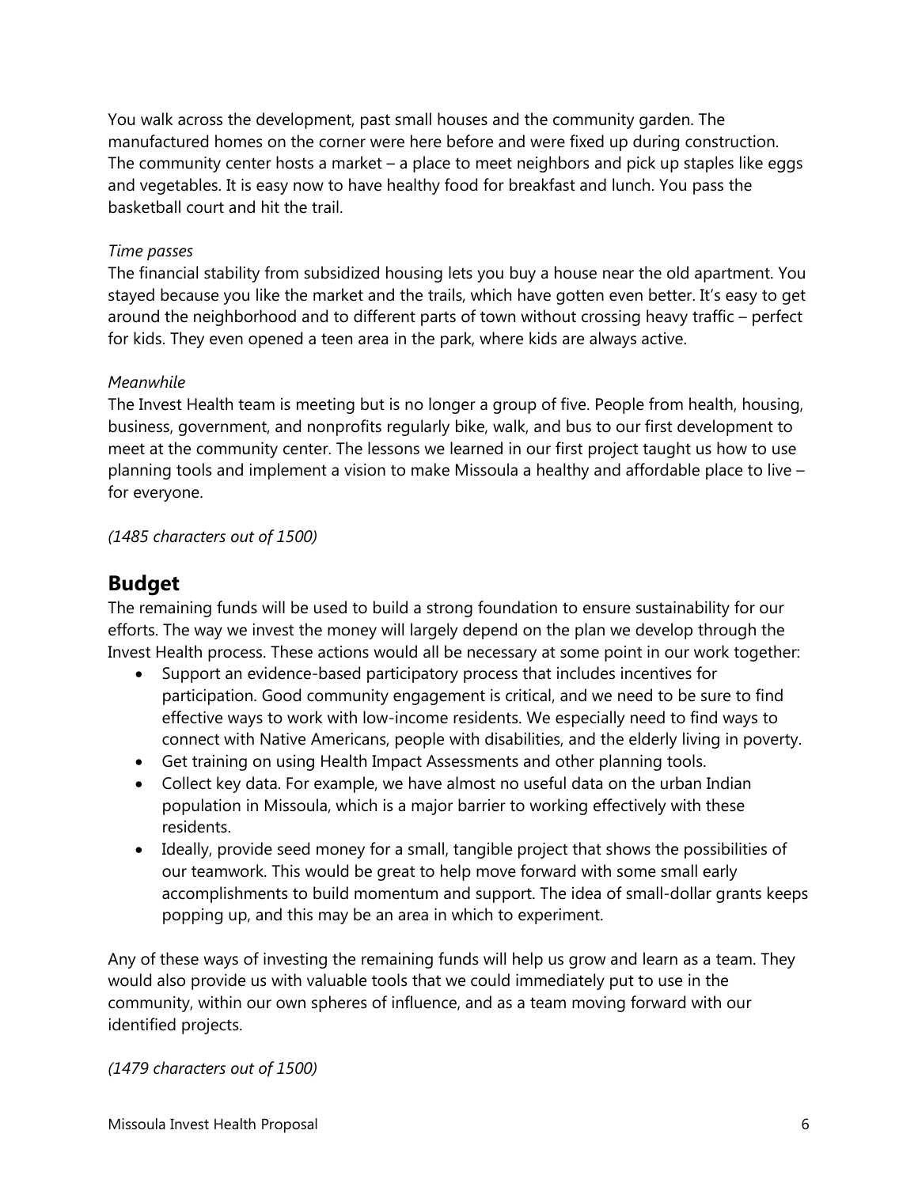You walk across the development, past small houses and the community garden. The manufactured homes on the corner were here before and were fixed up during construction. The community center hosts a market – a place to meet neighbors and pick up staples like eggs and vegetables. It is easy now to have healthy food for breakfast and lunch. You pass the basketball court and hit the trail.

*Time passes*
The financial stability from subsidized housing lets you buy a house near the old apartment. You stayed because you like the market and the trails, which have gotten even better. It's easy to get around the neighborhood and to different parts of town without crossing heavy traffic – perfect for kids. They even opened a teen area in the park, where kids are always active.

*Meanwhile*
The Invest Health team is meeting but is no longer a group of five. People from health, housing, business, government, and nonprofits regularly bike, walk, and bus to our first development to meet at the community center. The lessons we learned in our first project taught us how to use planning tools and implement a vision to make Missoula a healthy and affordable place to live – for everyone.

*(1485 characters out of 1500)*

## Budget

The remaining funds will be used to build a strong foundation to ensure sustainability for our efforts. The way we invest the money will largely depend on the plan we develop through the Invest Health process. These actions would all be necessary at some point in our work together:

- Support an evidence-based participatory process that includes incentives for participation. Good community engagement is critical, and we need to be sure to find effective ways to work with low-income residents. We especially need to find ways to connect with Native Americans, people with disabilities, and the elderly living in poverty.
- Get training on using Health Impact Assessments and other planning tools.
- Collect key data. For example, we have almost no useful data on the urban Indian population in Missoula, which is a major barrier to working effectively with these residents.
- Ideally, provide seed money for a small, tangible project that shows the possibilities of our teamwork. This would be great to help move forward with some small early accomplishments to build momentum and support. The idea of small-dollar grants keeps popping up, and this may be an area in which to experiment.

Any of these ways of investing the remaining funds will help us grow and learn as a team. They would also provide us with valuable tools that we could immediately put to use in the community, within our own spheres of influence, and as a team moving forward with our identified projects.

*(1479 characters out of 1500)*